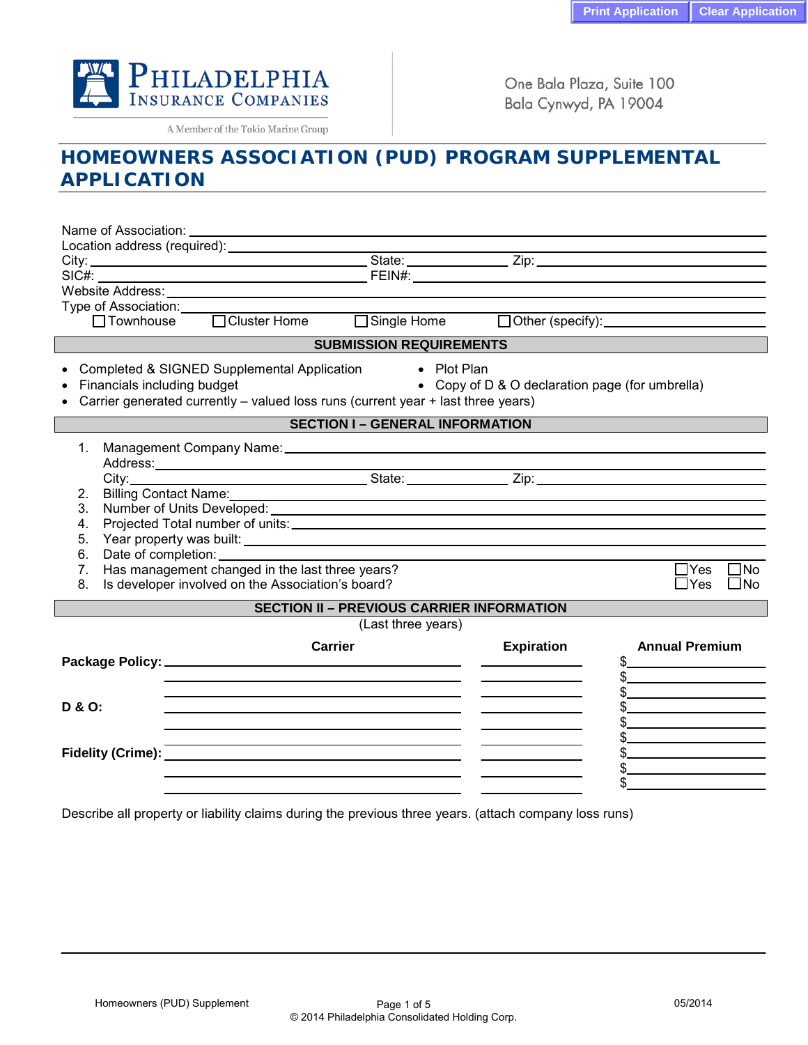Print Application | Clear Application

**PHILADELPHIA INSURANCE COMPANIES**
A Member of the Tokio Marine Group

One Bala Plaza, Suite 100
Bala Cynwyd, PA 19004

# HOMEOWNERS ASSOCIATION (PUD) PROGRAM SUPPLEMENTAL APPLICATION

Name of Association: ______________________________
Location address (required): ______________________________
City: ______________________ State: ____________ Zip: ____________
SIC#: ______________________ FEIN#: ______________________
Website Address: ______________________________
Type of Association: ______________________________
☐ Townhouse ☐ Cluster Home ☐ Single Home ☐ Other (specify): ____________

## SUBMISSION REQUIREMENTS

- Completed & SIGNED Supplemental Application
- Financials including budget
- Carrier generated currently – valued loss runs (current year + last three years)
- Plot Plan
- Copy of D & O declaration page (for umbrella)

## SECTION I – GENERAL INFORMATION

1. Management Company Name: ______________________________
   Address: ______________________________
   City: ______________________ State: ____________ Zip: ____________
2. Billing Contact Name: ______________________________
3. Number of Units Developed: ______________________________
4. Projected Total number of units: ______________________________
5. Year property was built: ______________________________
6. Date of completion: ______________________________
7. Has management changed in the last three years? ☐ Yes ☐ No
8. Is developer involved on the Association's board? ☐ Yes ☐ No

## SECTION II – PREVIOUS CARRIER INFORMATION

(Last three years)

| | Carrier | Expiration | Annual Premium |
|---|---|---|---|
| **Package Policy:** | | | $ |
| | | | $ |
| | | | $ |
| **D & O:** | | | $ |
| | | | $ |
| | | | $ |
| **Fidelity (Crime):** | | | $ |
| | | | $ |
| | | | $ |

Describe all property or liability claims during the previous three years. (attach company loss runs)

______________________________

Homeowners (PUD) Supplement | 05/2014
© 2014 Philadelphia Consolidated Holding Corp.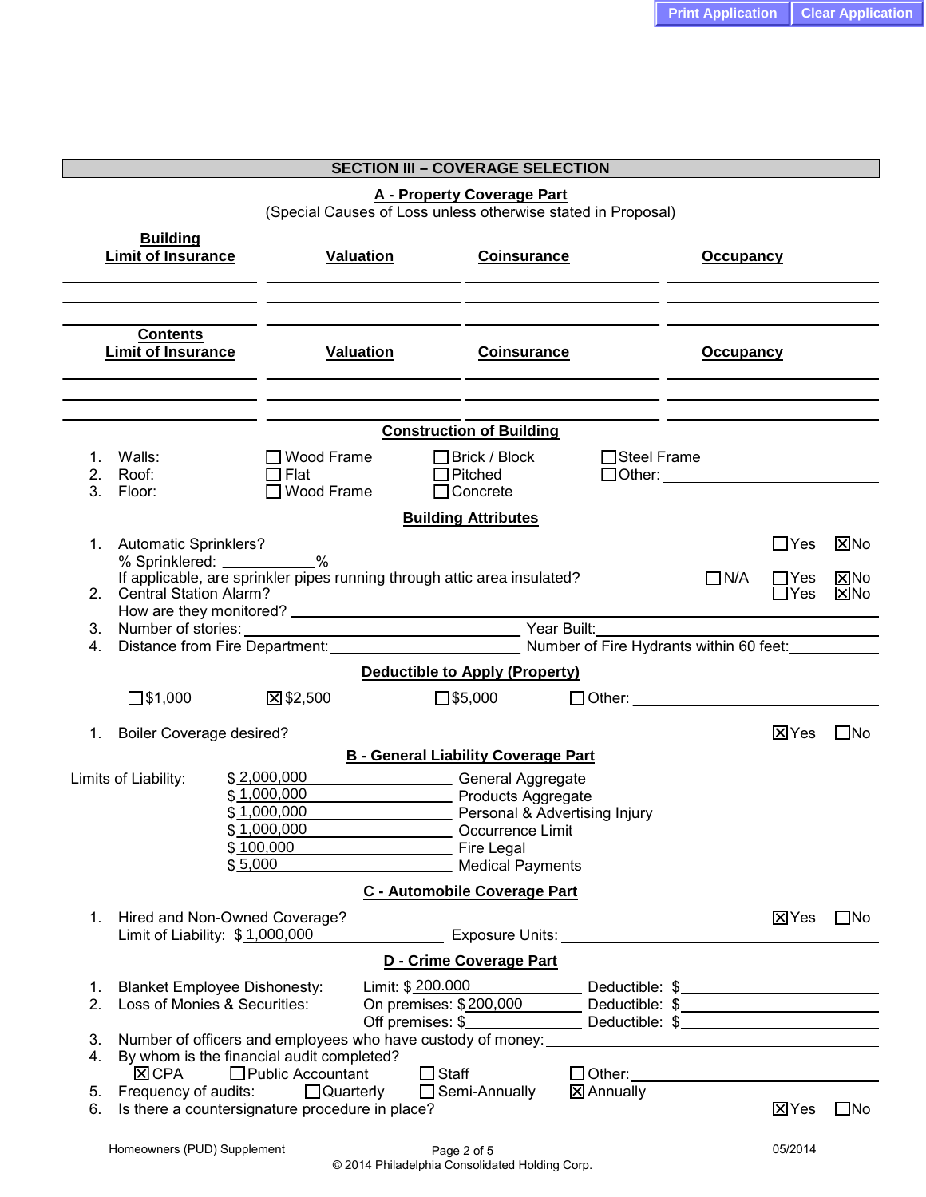## SECTION III – COVERAGE SELECTION

### A - Property Coverage Part

(Special Causes of Loss unless otherwise stated in Proposal)

| Building Limit of Insurance | Valuation | Coinsurance | Occupancy |
|---|---|---|---|
| | | | |
| | | | |
| | | | |

| Contents Limit of Insurance | Valuation | Coinsurance | Occupancy |
|---|---|---|---|
| | | | |
| | | | |
| | | | |

**Construction of Building**

1. Walls: ☐ Wood Frame ☐ Brick / Block ☐ Steel Frame
2. Roof: ☐ Flat ☐ Pitched ☐ Other: ____________
3. Floor: ☐ Wood Frame ☐ Concrete

**Building Attributes**

1. Automatic Sprinklers? ☐ Yes ☒ No
   % Sprinklered: ____________%
   If applicable, are sprinkler pipes running through attic area insulated? ☐ N/A ☐ Yes ☒ No
2. Central Station Alarm? ☐ Yes ☒ No
   How are they monitored? ____________
3. Number of stories: ____________ Year Built: ____________
4. Distance from Fire Department: ____________ Number of Fire Hydrants within 60 feet: ____________

**Deductible to Apply (Property)**

☐ $1,000 ☒ $2,500 ☐ $5,000 ☐ Other: ____________

1. Boiler Coverage desired? ☒ Yes ☐ No

### B - General Liability Coverage Part

Limits of Liability:

| | |
|---|---|
| $ 2,000,000 | General Aggregate |
| $ 1,000,000 | Products Aggregate |
| $ 1,000,000 | Personal & Advertising Injury |
| $ 1,000,000 | Occurrence Limit |
| $ 100,000 | Fire Legal |
| $ 5,000 | Medical Payments |

### C - Automobile Coverage Part

1. Hired and Non-Owned Coverage? ☒ Yes ☐ No
   Limit of Liability: $ 1,000,000 Exposure Units: ____________

### D - Crime Coverage Part

1. Blanket Employee Dishonesty: Limit: $ 200.000 Deductible: $____________
2. Loss of Monies & Securities: On premises: $ 200,000 Deductible: $____________
   Off premises: $____________ Deductible: $____________
3. Number of officers and employees who have custody of money: ____________
4. By whom is the financial audit completed?
   ☒ CPA ☐ Public Accountant ☐ Staff ☐ Other: ____________
5. Frequency of audits: ☐ Quarterly ☐ Semi-Annually ☒ Annually
6. Is there a countersignature procedure in place? ☒ Yes ☐ No

Homeowners (PUD) Supplement 05/2014

© 2014 Philadelphia Consolidated Holding Corp.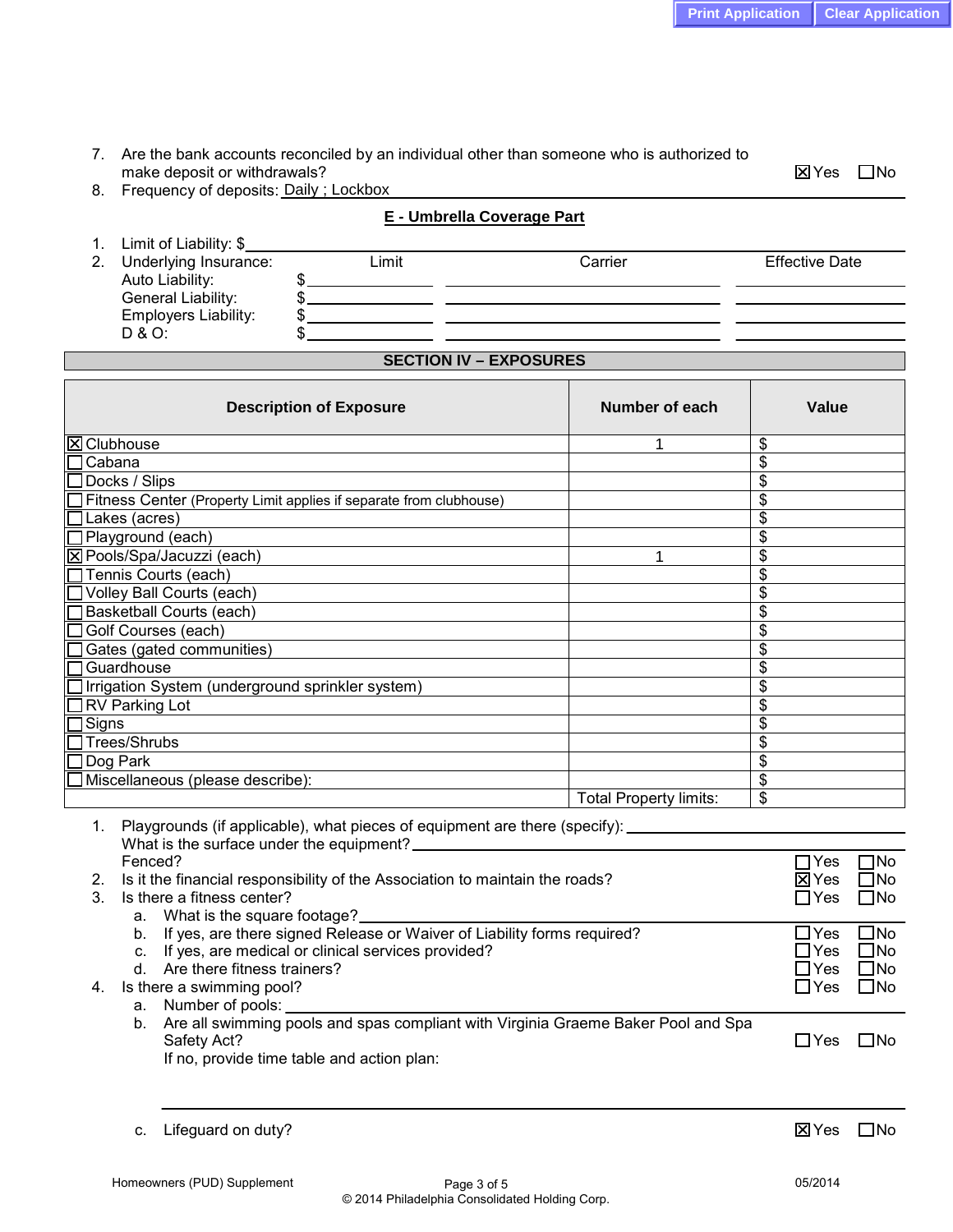7. Are the bank accounts reconciled by an individual other than someone who is authorized to make deposit or withdrawals? ☒ Yes ☐ No
8. Frequency of deposits: Daily ; Lockbox

## E - Umbrella Coverage Part

1. Limit of Liability: $______
2. Underlying Insurance:

| | Limit | Carrier | Effective Date |
|---|---|---|---|
| Auto Liability: | $ | | |
| General Liability: | $ | | |
| Employers Liability: | $ | | |
| D & O: | $ | | |

## SECTION IV – EXPOSURES

| Description of Exposure | Number of each | Value |
|---|---|---|
| ☒ Clubhouse | 1 | $ |
| ☐ Cabana | | $ |
| ☐ Docks / Slips | | $ |
| ☐ Fitness Center (Property Limit applies if separate from clubhouse) | | $ |
| ☐ Lakes (acres) | | $ |
| ☐ Playground (each) | | $ |
| ☒ Pools/Spa/Jacuzzi (each) | 1 | $ |
| ☐ Tennis Courts (each) | | $ |
| ☐ Volley Ball Courts (each) | | $ |
| ☐ Basketball Courts (each) | | $ |
| ☐ Golf Courses (each) | | $ |
| ☐ Gates (gated communities) | | $ |
| ☐ Guardhouse | | $ |
| ☐ Irrigation System (underground sprinkler system) | | $ |
| ☐ RV Parking Lot | | $ |
| ☐ Signs | | $ |
| ☐ Trees/Shrubs | | $ |
| ☐ Dog Park | | $ |
| ☐ Miscellaneous (please describe): | | $ |
| | Total Property limits: | $ |

1. Playgrounds (if applicable), what pieces of equipment are there (specify): ______
   What is the surface under the equipment? ______
   Fenced? ☐ Yes ☐ No
2. Is it the financial responsibility of the Association to maintain the roads? ☒ Yes ☐ No
3. Is there a fitness center? ☐ Yes ☐ No
   a. What is the square footage? ______
   b. If yes, are there signed Release or Waiver of Liability forms required? ☐ Yes ☐ No
   c. If yes, are medical or clinical services provided? ☐ Yes ☐ No
   d. Are there fitness trainers? ☐ Yes ☐ No
4. Is there a swimming pool? ☐ Yes ☐ No
   a. Number of pools: ______
   b. Are all swimming pools and spas compliant with Virginia Graeme Baker Pool and Spa Safety Act? ☐ Yes ☐ No
      If no, provide time table and action plan:
      ______
   c. Lifeguard on duty? ☒ Yes ☐ No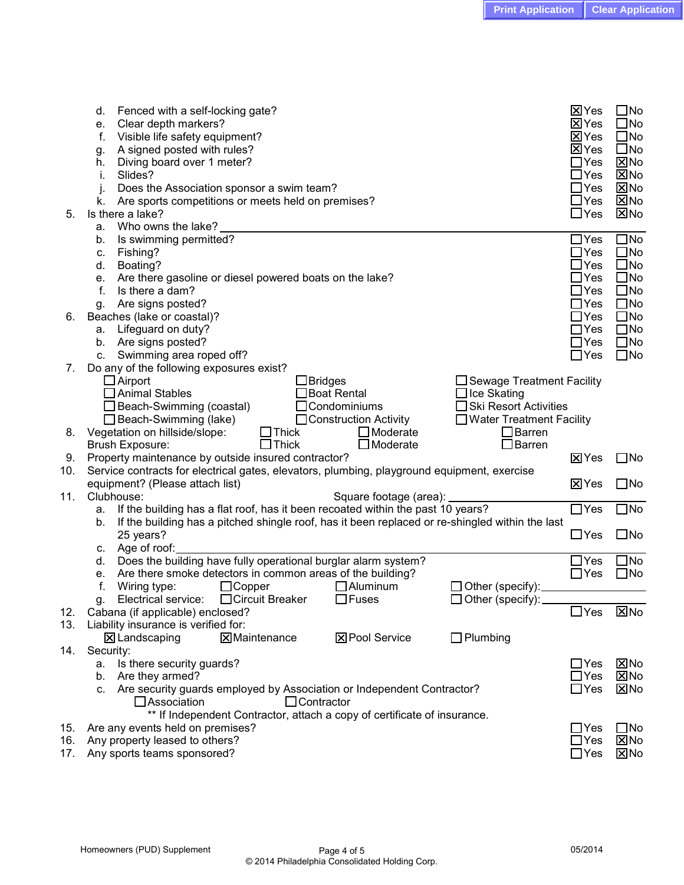d. Fenced with a self-locking gate? ☒ Yes ☐ No

e. Clear depth markers? ☒ Yes ☐ No

f. Visible life safety equipment? ☒ Yes ☐ No

g. A signed posted with rules? ☒ Yes ☐ No

h. Diving board over 1 meter? ☐ Yes ☒ No

i. Slides? ☐ Yes ☒ No

j. Does the Association sponsor a swim team? ☐ Yes ☒ No

k. Are sports competitions or meets held on premises? ☐ Yes ☒ No

5. Is there a lake? ☐ Yes ☒ No

   a. Who owns the lake? ______________________

   b. Is swimming permitted? ☐ Yes ☐ No

   c. Fishing? ☐ Yes ☐ No

   d. Boating? ☐ Yes ☐ No

   e. Are there gasoline or diesel powered boats on the lake? ☐ Yes ☐ No

   f. Is there a dam? ☐ Yes ☐ No

   g. Are signs posted? ☐ Yes ☐ No

6. Beaches (lake or coastal)? ☐ Yes ☐ No

   a. Lifeguard on duty? ☐ Yes ☐ No

   b. Are signs posted? ☐ Yes ☐ No

   c. Swimming area roped off? ☐ Yes ☐ No

7. Do any of the following exposures exist?

| | | |
|---|---|---|
| ☐ Airport | ☐ Bridges | ☐ Sewage Treatment Facility |
| ☐ Animal Stables | ☐ Boat Rental | ☐ Ice Skating |
| ☐ Beach-Swimming (coastal) | ☐ Condominiums | ☐ Ski Resort Activities |
| ☐ Beach-Swimming (lake) | ☐ Construction Activity | ☐ Water Treatment Facility |

8. Vegetation on hillside/slope: ☐ Thick ☐ Moderate ☐ Barren

   Brush Exposure: ☐ Thick ☐ Moderate ☐ Barren

9. Property maintenance by outside insured contractor? ☒ Yes ☐ No

10. Service contracts for electrical gates, elevators, plumbing, playground equipment, exercise equipment? (Please attach list) ☒ Yes ☐ No

11. Clubhouse: Square footage (area): ______________________

    a. If the building has a flat roof, has it been recoated within the past 10 years? ☐ Yes ☐ No

    b. If the building has a pitched shingle roof, has it been replaced or re-shingled within the last 25 years? ☐ Yes ☐ No

    c. Age of roof: ______________________

    d. Does the building have fully operational burglar alarm system? ☐ Yes ☐ No

    e. Are there smoke detectors in common areas of the building? ☐ Yes ☐ No

    f. Wiring type: ☐ Copper ☐ Aluminum ☐ Other (specify): ____________

    g. Electrical service: ☐ Circuit Breaker ☐ Fuses ☐ Other (specify): ____________

12. Cabana (if applicable) enclosed? ☐ Yes ☒ No

13. Liability insurance is verified for:

    ☒ Landscaping ☒ Maintenance ☒ Pool Service ☐ Plumbing

14. Security:

    a. Is there security guards? ☐ Yes ☒ No

    b. Are they armed? ☐ Yes ☒ No

    c. Are security guards employed by Association or Independent Contractor? ☐ Yes ☒ No

       ☐ Association ☐ Contractor

       ** If Independent Contractor, attach a copy of certificate of insurance.

15. Are any events held on premises? ☐ Yes ☐ No

16. Any property leased to others? ☐ Yes ☒ No

17. Any sports teams sponsored? ☐ Yes ☒ No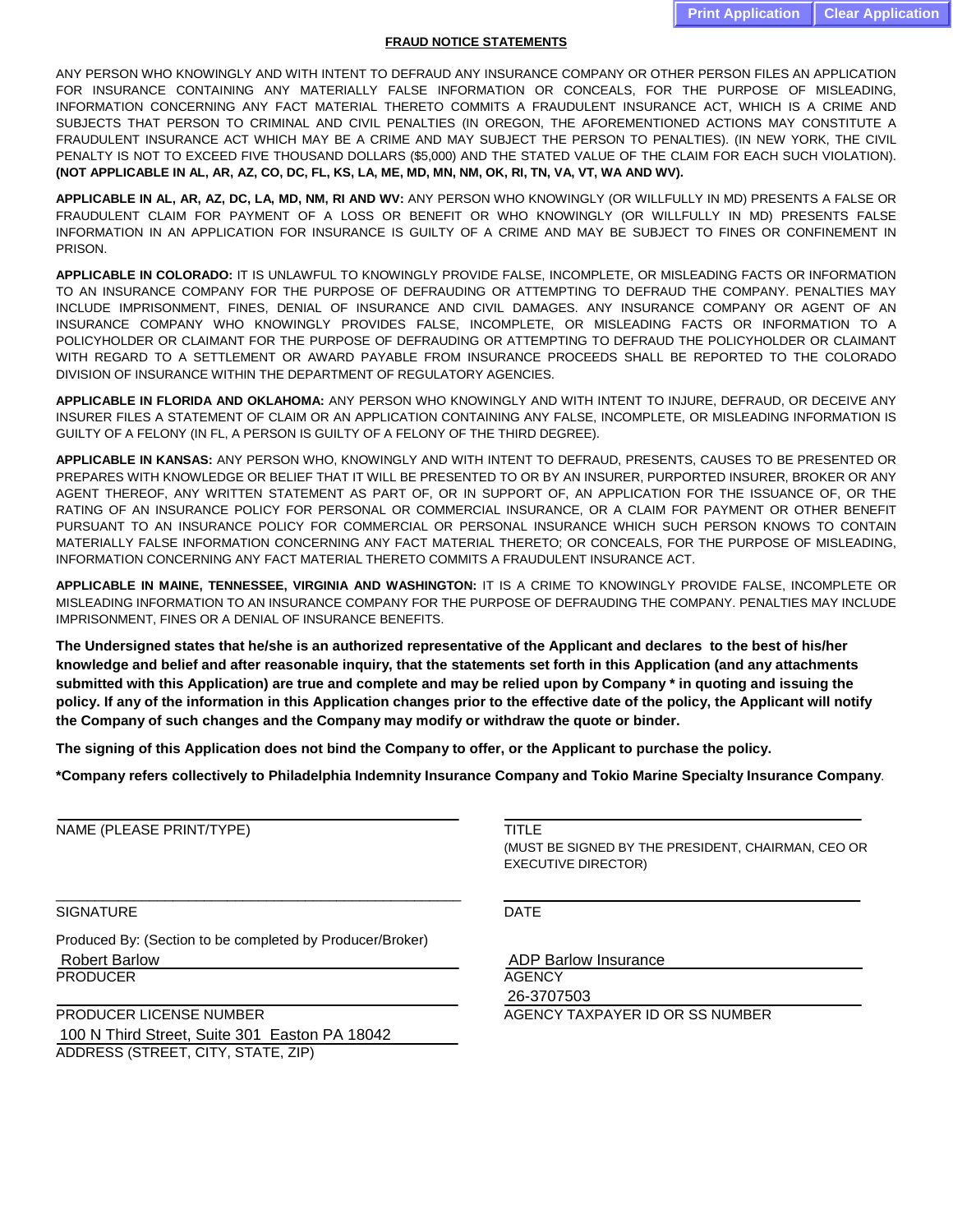## FRAUD NOTICE STATEMENTS

ANY PERSON WHO KNOWINGLY AND WITH INTENT TO DEFRAUD ANY INSURANCE COMPANY OR OTHER PERSON FILES AN APPLICATION FOR INSURANCE CONTAINING ANY MATERIALLY FALSE INFORMATION OR CONCEALS, FOR THE PURPOSE OF MISLEADING, INFORMATION CONCERNING ANY FACT MATERIAL THERETO COMMITS A FRAUDULENT INSURANCE ACT, WHICH IS A CRIME AND SUBJECTS THAT PERSON TO CRIMINAL AND CIVIL PENALTIES (IN OREGON, THE AFOREMENTIONED ACTIONS MAY CONSTITUTE A FRAUDULENT INSURANCE ACT WHICH MAY BE A CRIME AND MAY SUBJECT THE PERSON TO PENALTIES). (IN NEW YORK, THE CIVIL PENALTY IS NOT TO EXCEED FIVE THOUSAND DOLLARS ($5,000) AND THE STATED VALUE OF THE CLAIM FOR EACH SUCH VIOLATION). **(NOT APPLICABLE IN AL, AR, AZ, CO, DC, FL, KS, LA, ME, MD, MN, NM, OK, RI, TN, VA, VT, WA AND WV).**

**APPLICABLE IN AL, AR, AZ, DC, LA, MD, NM, RI AND WV:** ANY PERSON WHO KNOWINGLY (OR WILLFULLY IN MD) PRESENTS A FALSE OR FRAUDULENT CLAIM FOR PAYMENT OF A LOSS OR BENEFIT OR WHO KNOWINGLY (OR WILLFULLY IN MD) PRESENTS FALSE INFORMATION IN AN APPLICATION FOR INSURANCE IS GUILTY OF A CRIME AND MAY BE SUBJECT TO FINES OR CONFINEMENT IN PRISON.

**APPLICABLE IN COLORADO:** IT IS UNLAWFUL TO KNOWINGLY PROVIDE FALSE, INCOMPLETE, OR MISLEADING FACTS OR INFORMATION TO AN INSURANCE COMPANY FOR THE PURPOSE OF DEFRAUDING OR ATTEMPTING TO DEFRAUD THE COMPANY. PENALTIES MAY INCLUDE IMPRISONMENT, FINES, DENIAL OF INSURANCE AND CIVIL DAMAGES. ANY INSURANCE COMPANY OR AGENT OF AN INSURANCE COMPANY WHO KNOWINGLY PROVIDES FALSE, INCOMPLETE, OR MISLEADING FACTS OR INFORMATION TO A POLICYHOLDER OR CLAIMANT FOR THE PURPOSE OF DEFRAUDING OR ATTEMPTING TO DEFRAUD THE POLICYHOLDER OR CLAIMANT WITH REGARD TO A SETTLEMENT OR AWARD PAYABLE FROM INSURANCE PROCEEDS SHALL BE REPORTED TO THE COLORADO DIVISION OF INSURANCE WITHIN THE DEPARTMENT OF REGULATORY AGENCIES.

**APPLICABLE IN FLORIDA AND OKLAHOMA:** ANY PERSON WHO KNOWINGLY AND WITH INTENT TO INJURE, DEFRAUD, OR DECEIVE ANY INSURER FILES A STATEMENT OF CLAIM OR AN APPLICATION CONTAINING ANY FALSE, INCOMPLETE, OR MISLEADING INFORMATION IS GUILTY OF A FELONY (IN FL, A PERSON IS GUILTY OF A FELONY OF THE THIRD DEGREE).

**APPLICABLE IN KANSAS:** ANY PERSON WHO, KNOWINGLY AND WITH INTENT TO DEFRAUD, PRESENTS, CAUSES TO BE PRESENTED OR PREPARES WITH KNOWLEDGE OR BELIEF THAT IT WILL BE PRESENTED TO OR BY AN INSURER, PURPORTED INSURER, BROKER OR ANY AGENT THEREOF, ANY WRITTEN STATEMENT AS PART OF, OR IN SUPPORT OF, AN APPLICATION FOR THE ISSUANCE OF, OR THE RATING OF AN INSURANCE POLICY FOR PERSONAL OR COMMERCIAL INSURANCE, OR A CLAIM FOR PAYMENT OR OTHER BENEFIT PURSUANT TO AN INSURANCE POLICY FOR COMMERCIAL OR PERSONAL INSURANCE WHICH SUCH PERSON KNOWS TO CONTAIN MATERIALLY FALSE INFORMATION CONCERNING ANY FACT MATERIAL THERETO; OR CONCEALS, FOR THE PURPOSE OF MISLEADING, INFORMATION CONCERNING ANY FACT MATERIAL THERETO COMMITS A FRAUDULENT INSURANCE ACT.

**APPLICABLE IN MAINE, TENNESSEE, VIRGINIA AND WASHINGTON:** IT IS A CRIME TO KNOWINGLY PROVIDE FALSE, INCOMPLETE OR MISLEADING INFORMATION TO AN INSURANCE COMPANY FOR THE PURPOSE OF DEFRAUDING THE COMPANY. PENALTIES MAY INCLUDE IMPRISONMENT, FINES OR A DENIAL OF INSURANCE BENEFITS.

**The Undersigned states that he/she is an authorized representative of the Applicant and declares to the best of his/her knowledge and belief and after reasonable inquiry, that the statements set forth in this Application (and any attachments submitted with this Application) are true and complete and may be relied upon by Company * in quoting and issuing the policy. If any of the information in this Application changes prior to the effective date of the policy, the Applicant will notify the Company of such changes and the Company may modify or withdraw the quote or binder.**

**The signing of this Application does not bind the Company to offer, or the Applicant to purchase the policy.**

**\*Company refers collectively to Philadelphia Indemnity Insurance Company and Tokio Marine Specialty Insurance Company**.

NAME (PLEASE PRINT/TYPE): ____________________

TITLE: ____________________
(MUST BE SIGNED BY THE PRESIDENT, CHAIRMAN, CEO OR EXECUTIVE DIRECTOR)

SIGNATURE: ____________________

DATE: ____________________

Produced By: (Section to be completed by Producer/Broker)

PRODUCER: Robert Barlow

AGENCY: ADP Barlow Insurance

PRODUCER LICENSE NUMBER: ____________________

AGENCY TAXPAYER ID OR SS NUMBER: 26-3707503

ADDRESS (STREET, CITY, STATE, ZIP): 100 N Third Street, Suite 301 Easton PA 18042